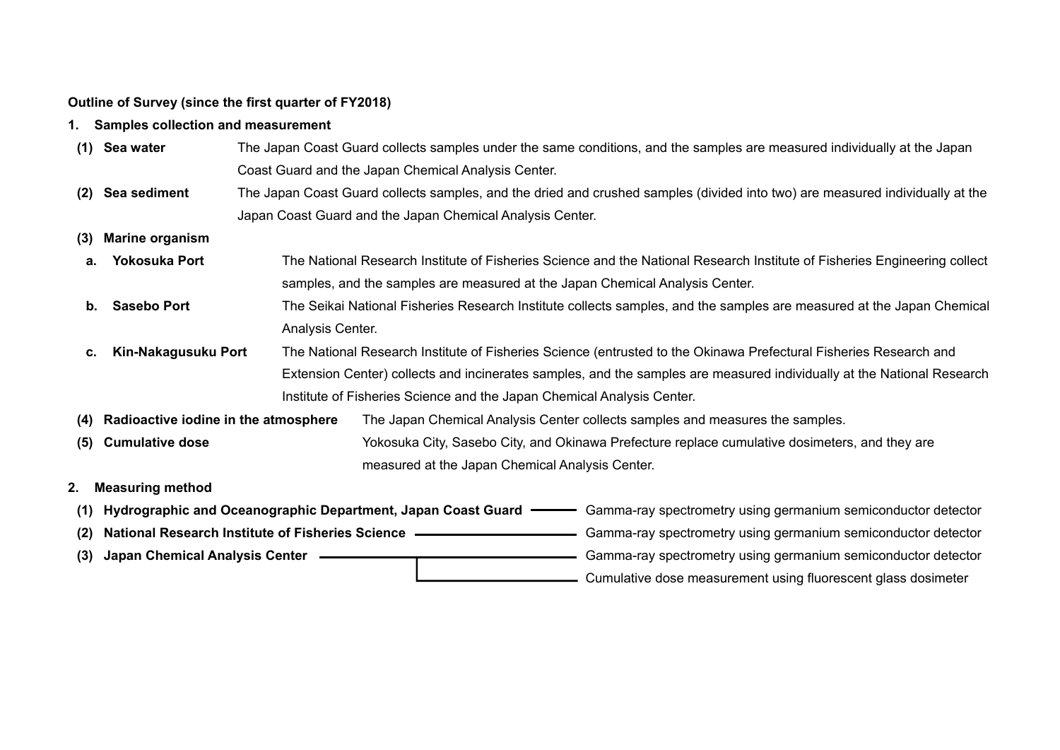**Outline of Survey (since the first quarter of FY2018)**

**1. Samples collection and measurement**

**(1) Sea water** The Japan Coast Guard collects samples under the same conditions, and the samples are measured individually at the Japan Coast Guard and the Japan Chemical Analysis Center.

**(2) Sea sediment** The Japan Coast Guard collects samples, and the dried and crushed samples (divided into two) are measured individually at the Japan Coast Guard and the Japan Chemical Analysis Center.

**(3) Marine organism**

**a. Yokosuka Port** The National Research Institute of Fisheries Science and the National Research Institute of Fisheries Engineering collect samples, and the samples are measured at the Japan Chemical Analysis Center.

**b. Sasebo Port** The Seikai National Fisheries Research Institute collects samples, and the samples are measured at the Japan Chemical Analysis Center.

**c. Kin-Nakagusuku Port** The National Research Institute of Fisheries Science (entrusted to the Okinawa Prefectural Fisheries Research and Extension Center) collects and incinerates samples, and the samples are measured individually at the National Research Institute of Fisheries Science and the Japan Chemical Analysis Center.

**(4) Radioactive iodine in the atmosphere** The Japan Chemical Analysis Center collects samples and measures the samples.

**(5) Cumulative dose** Yokosuka City, Sasebo City, and Okinawa Prefecture replace cumulative dosimeters, and they are measured at the Japan Chemical Analysis Center.

**2. Measuring method**

**(1) Hydrographic and Oceanographic Department, Japan Coast Guard** — Gamma-ray spectrometry using germanium semiconductor detector

**(2) National Research Institute of Fisheries Science** — Gamma-ray spectrometry using germanium semiconductor detector

**(3) Japan Chemical Analysis Center** — Gamma-ray spectrometry using germanium semiconductor detector; Cumulative dose measurement using fluorescent glass dosimeter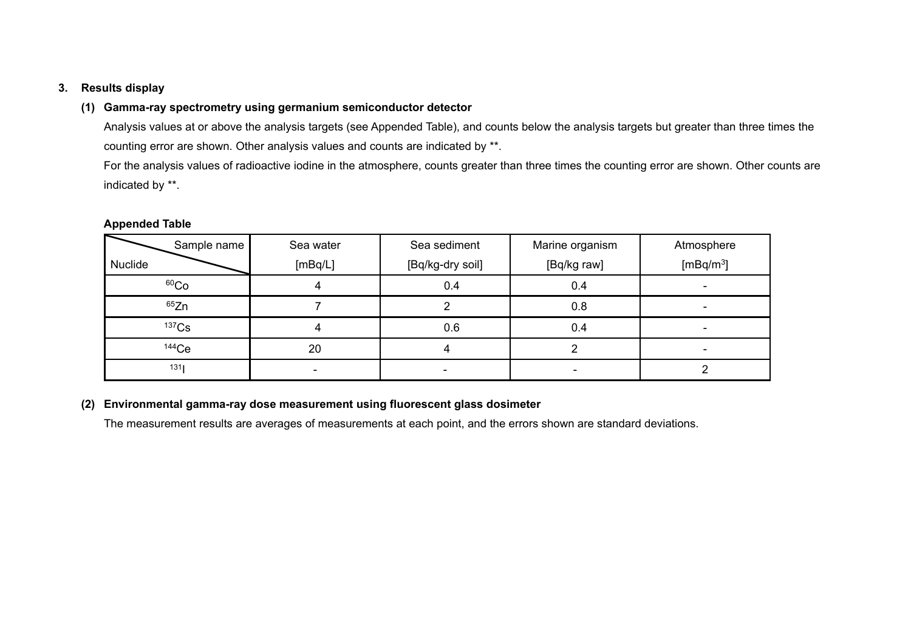## 3. Results display

### (1) Gamma-ray spectrometry using germanium semiconductor detector

Analysis values at or above the analysis targets (see Appended Table), and counts below the analysis targets but greater than three times the counting error are shown. Other analysis values and counts are indicated by **.

For the analysis values of radioactive iodine in the atmosphere, counts greater than three times the counting error are shown. Other counts are indicated by **.

**Appended Table**

| Nuclide \ Sample name | Sea water [mBq/L] | Sea sediment [Bq/kg-dry soil] | Marine organism [Bq/kg raw] | Atmosphere [$mBq/m^3$] |
|---|---|---|---|---|
| $^{60}Co$ | 4 | 0.4 | 0.4 | - |
| $^{65}Zn$ | 7 | 2 | 0.8 | - |
| $^{137}Cs$ | 4 | 0.6 | 0.4 | - |
| $^{144}Ce$ | 20 | 4 | 2 | - |
| $^{131}I$ | - | - | - | 2 |

### (2) Environmental gamma-ray dose measurement using fluorescent glass dosimeter

The measurement results are averages of measurements at each point, and the errors shown are standard deviations.